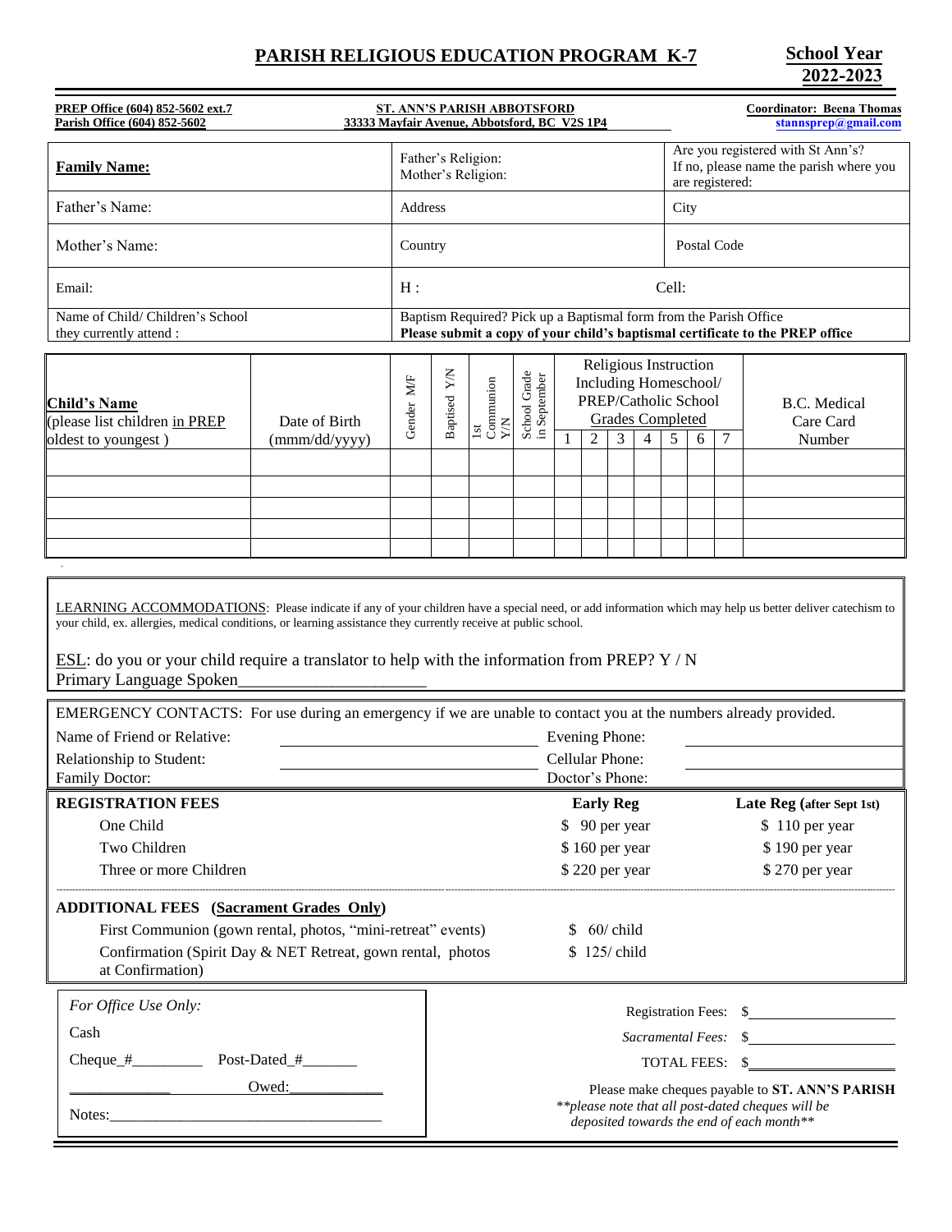# PARISH RELIGIOUS EDUCATION PROGRAM K-7

**School Year 2022-2023**

**PREP Office (604) 852-5602 ext.7**
**Parish Office (604) 852-5602**

**ST. ANN'S PARISH ABBOTSFORD**
**33333 Mayfair Avenue, Abbotsford, BC V2S 1P4**

**Coordinator: Beena Thomas**
**stannsprep@gmail.com**

| **Family Name:** | Father's Religion: Mother's Religion: | Are you registered with St Ann's? If no, please name the parish where you are registered: |
|---|---|---|
| Father's Name: | Address | City |
| Mother's Name: | Country | Postal Code |
| Email: | H : | Cell: |
| Name of Child/ Children's School they currently attend : | Baptism Required? Pick up a Baptismal form from the Parish Office **Please submit a copy of your child's baptismal certificate to the PREP office** | |

| **Child's Name** (please list children in PREP oldest to youngest ) | Date of Birth (mmm/dd/yyyy) | Gender M/F | Baptised Y/N | 1st Communion Y/N | School Grade in September | Religious Instruction Including Homeschool/ PREP/Catholic School Grades Completed | | | | | | | B.C. Medical Care Card Number |
|---|---|---|---|---|---|---|---|---|---|---|---|---|---|
| | | | | | | 1 | 2 | 3 | 4 | 5 | 6 | 7 | |
| | | | | | | | | | | | | | |
| | | | | | | | | | | | | | |
| | | | | | | | | | | | | | |
| | | | | | | | | | | | | | |
| | | | | | | | | | | | | | |

LEARNING ACCOMMODATIONS: Please indicate if any of your children have a special need, or add information which may help us better deliver catechism to your child, ex. allergies, medical conditions, or learning assistance they currently receive at public school.

ESL: do you or your child require a translator to help with the information from PREP? Y / N
Primary Language Spoken_____________________

EMERGENCY CONTACTS: For use during an emergency if we are unable to contact you at the numbers already provided.

| | | | |
|---|---|---|---|
| Name of Friend or Relative: | | Evening Phone: | |
| Relationship to Student: | | Cellular Phone: | |
| Family Doctor: | | Doctor's Phone: | |

| **REGISTRATION FEES** | **Early Reg** | **Late Reg (after Sept 1st)** |
|---|---|---|
| One Child | $ 90 per year | $ 110 per year |
| Two Children | $ 160 per year | $ 190 per year |
| Three or more Children | $ 220 per year | $ 270 per year |

**ADDITIONAL FEES (Sacrament Grades Only)**

| | |
|---|---|
| First Communion (gown rental, photos, "mini-retreat" events) | $ 60/ child |
| Confirmation (Spirit Day & NET Retreat, gown rental, photos at Confirmation) | $ 125/ child |

*For Office Use Only:*

Cash

Cheque_#_________ Post-Dated_#_______

_____________ Owed:____________

Notes:___________________________________

Registration Fees: $______________

*Sacramental Fees:* $______________

TOTAL FEES: $______________

Please make cheques payable to **ST. ANN'S PARISH**
*\*\*please note that all post-dated cheques will be deposited towards the end of each month\*\**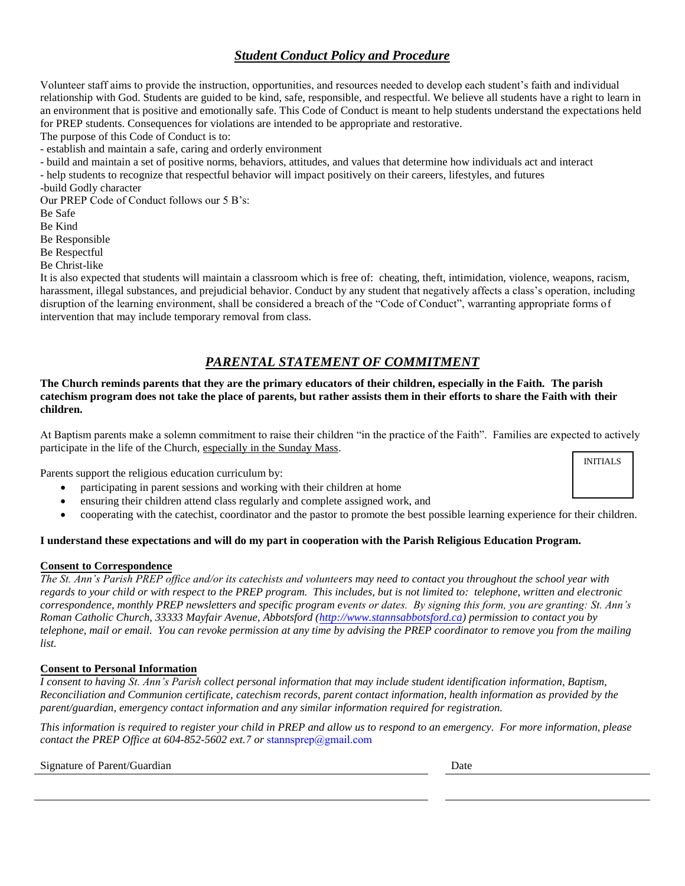## ***Student Conduct Policy and Procedure***

Volunteer staff aims to provide the instruction, opportunities, and resources needed to develop each student's faith and individual relationship with God. Students are guided to be kind, safe, responsible, and respectful. We believe all students have a right to learn in an environment that is positive and emotionally safe. This Code of Conduct is meant to help students understand the expectations held for PREP students. Consequences for violations are intended to be appropriate and restorative.

The purpose of this Code of Conduct is to:

- establish and maintain a safe, caring and orderly environment
- build and maintain a set of positive norms, behaviors, attitudes, and values that determine how individuals act and interact
- help students to recognize that respectful behavior will impact positively on their careers, lifestyles, and futures
- build Godly character

Our PREP Code of Conduct follows our 5 B's:

Be Safe
Be Kind
Be Responsible
Be Respectful
Be Christ-like

It is also expected that students will maintain a classroom which is free of: cheating, theft, intimidation, violence, weapons, racism, harassment, illegal substances, and prejudicial behavior. Conduct by any student that negatively affects a class's operation, including disruption of the learning environment, shall be considered a breach of the "Code of Conduct", warranting appropriate forms of intervention that may include temporary removal from class.

## ***PARENTAL STATEMENT OF COMMITMENT***

**The Church reminds parents that they are the primary educators of their children, especially in the Faith. The parish catechism program does not take the place of parents, but rather assists them in their efforts to share the Faith with their children.**

At Baptism parents make a solemn commitment to raise their children "in the practice of the Faith". Families are expected to actively participate in the life of the Church, <u>especially in the Sunday Mass</u>.

INITIALS

Parents support the religious education curriculum by:

- participating in parent sessions and working with their children at home
- ensuring their children attend class regularly and complete assigned work, and
- cooperating with the catechist, coordinator and the pastor to promote the best possible learning experience for their children.

**I understand these expectations and will do my part in cooperation with the Parish Religious Education Program.**

**<u>Consent to Correspondence</u>**

*The St. Ann's Parish PREP office and/or its catechists and volunteers may need to contact you throughout the school year with regards to your child or with respect to the PREP program. This includes, but is not limited to: telephone, written and electronic correspondence, monthly PREP newsletters and specific program events or dates. By signing this form, you are granting: St. Ann's Roman Catholic Church, 33333 Mayfair Avenue, Abbotsford (http://www.stannsabbotsford.ca) permission to contact you by telephone, mail or email. You can revoke permission at any time by advising the PREP coordinator to remove you from the mailing list.*

**<u>Consent to Personal Information</u>**

*I consent to having St. Ann's Parish collect personal information that may include student identification information, Baptism, Reconciliation and Communion certificate, catechism records, parent contact information, health information as provided by the parent/guardian, emergency contact information and any similar information required for registration.*

*This information is required to register your child in PREP and allow us to respond to an emergency. For more information, please contact the PREP Office at 604-852-5602 ext.7 or* stannsprep@gmail.com

Signature of Parent/Guardian ______________________________ Date ______________